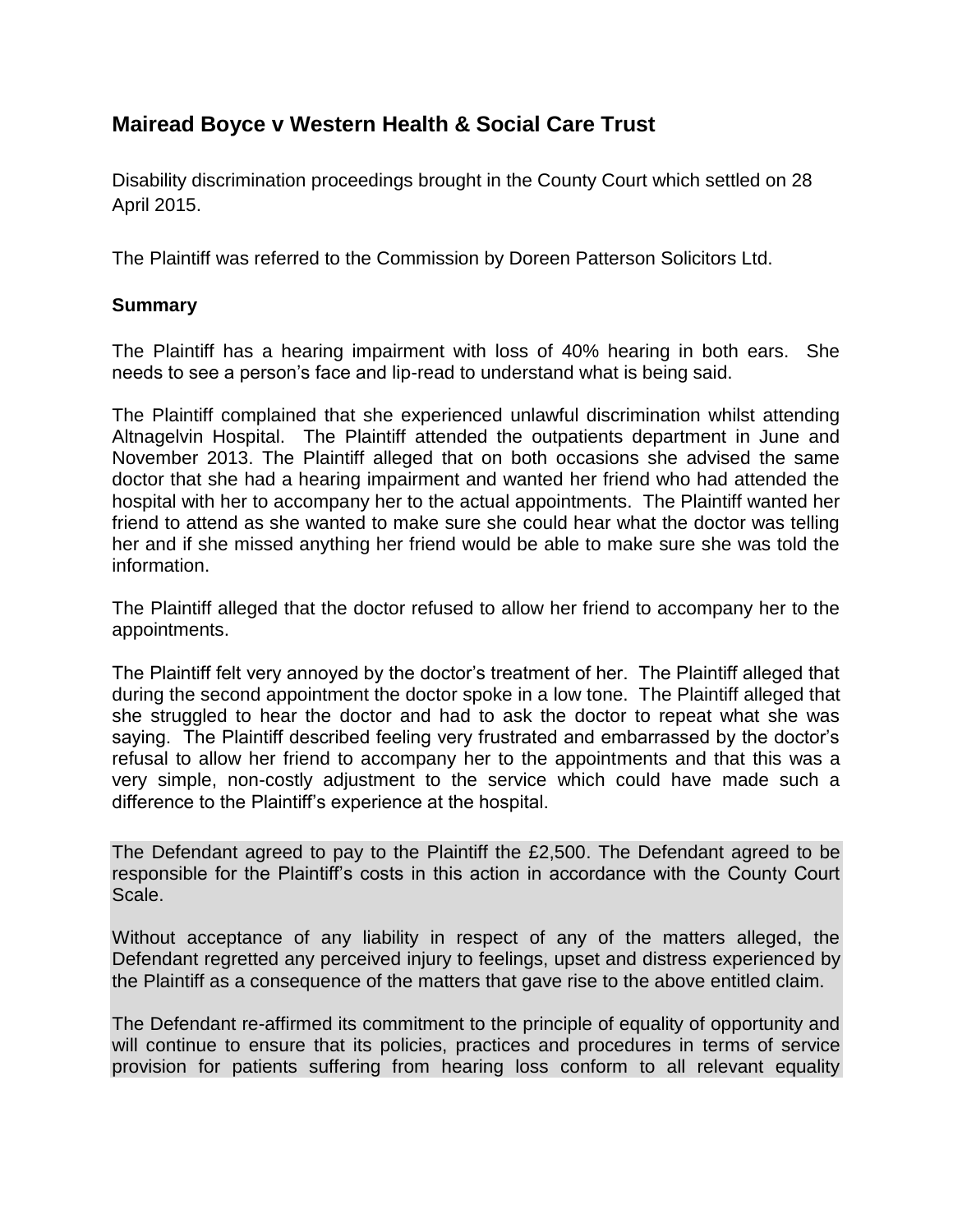## Mairead Boyce v Western Health & Social Care Trust

Disability discrimination proceedings brought in the County Court which settled on 28 April 2015.

The Plaintiff was referred to the Commission by Doreen Patterson Solicitors Ltd.

**Summary**

The Plaintiff has a hearing impairment with loss of 40% hearing in both ears. She needs to see a person's face and lip-read to understand what is being said.

The Plaintiff complained that she experienced unlawful discrimination whilst attending Altnagelvin Hospital. The Plaintiff attended the outpatients department in June and November 2013. The Plaintiff alleged that on both occasions she advised the same doctor that she had a hearing impairment and wanted her friend who had attended the hospital with her to accompany her to the actual appointments. The Plaintiff wanted her friend to attend as she wanted to make sure she could hear what the doctor was telling her and if she missed anything her friend would be able to make sure she was told the information.

The Plaintiff alleged that the doctor refused to allow her friend to accompany her to the appointments.

The Plaintiff felt very annoyed by the doctor's treatment of her. The Plaintiff alleged that during the second appointment the doctor spoke in a low tone. The Plaintiff alleged that she struggled to hear the doctor and had to ask the doctor to repeat what she was saying. The Plaintiff described feeling very frustrated and embarrassed by the doctor's refusal to allow her friend to accompany her to the appointments and that this was a very simple, non-costly adjustment to the service which could have made such a difference to the Plaintiff's experience at the hospital.

The Defendant agreed to pay to the Plaintiff the £2,500. The Defendant agreed to be responsible for the Plaintiff's costs in this action in accordance with the County Court Scale.

Without acceptance of any liability in respect of any of the matters alleged, the Defendant regretted any perceived injury to feelings, upset and distress experienced by the Plaintiff as a consequence of the matters that gave rise to the above entitled claim.

The Defendant re-affirmed its commitment to the principle of equality of opportunity and will continue to ensure that its policies, practices and procedures in terms of service provision for patients suffering from hearing loss conform to all relevant equality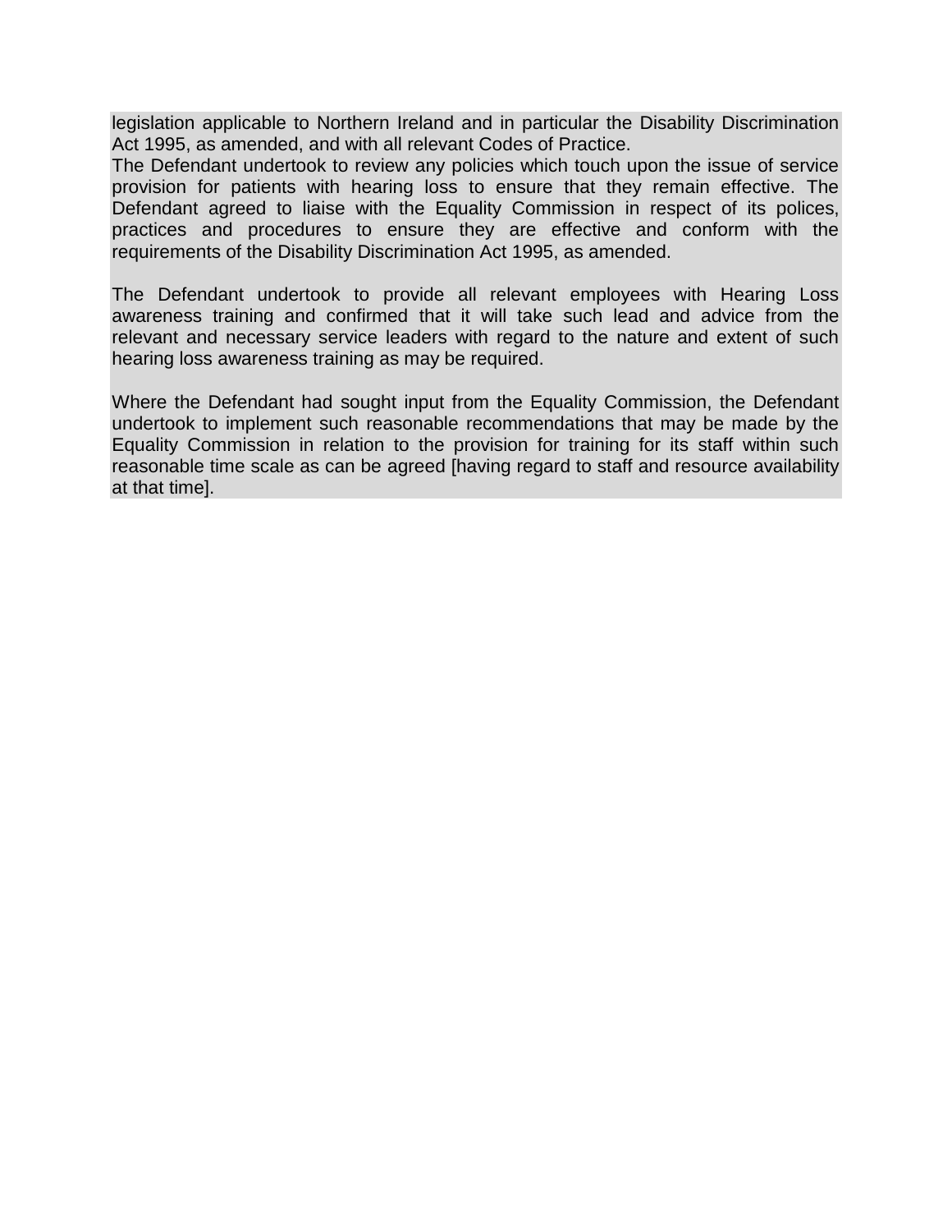legislation applicable to Northern Ireland and in particular the Disability Discrimination Act 1995, as amended, and with all relevant Codes of Practice.

The Defendant undertook to review any policies which touch upon the issue of service provision for patients with hearing loss to ensure that they remain effective. The Defendant agreed to liaise with the Equality Commission in respect of its polices, practices and procedures to ensure they are effective and conform with the requirements of the Disability Discrimination Act 1995, as amended.

The Defendant undertook to provide all relevant employees with Hearing Loss awareness training and confirmed that it will take such lead and advice from the relevant and necessary service leaders with regard to the nature and extent of such hearing loss awareness training as may be required.

Where the Defendant had sought input from the Equality Commission, the Defendant undertook to implement such reasonable recommendations that may be made by the Equality Commission in relation to the provision for training for its staff within such reasonable time scale as can be agreed [having regard to staff and resource availability at that time].